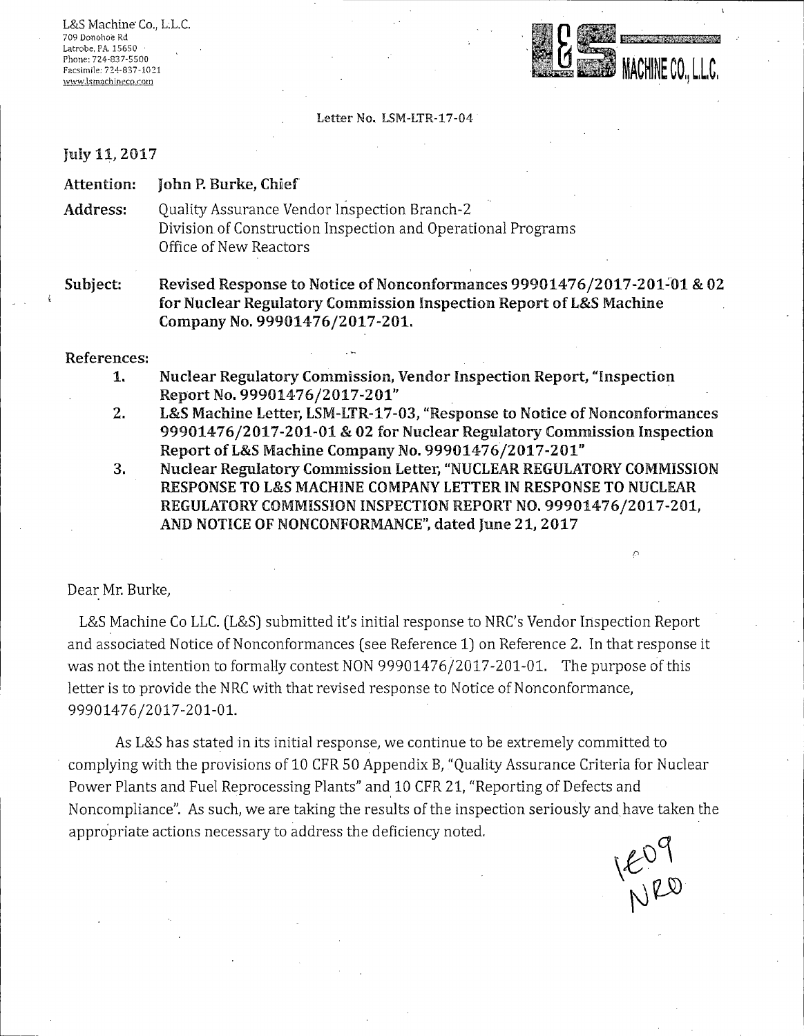L&S Machine Co., L.L.C.
709 Donohoe Rd
Latrobe, PA 15650
Phone: 724-837-5500
Facsimile: 724-837-1021
www.lsmachineco.com

MACHINE CO., L.L.C.

Letter No. LSM-LTR-17-04

July 11, 2017

**Attention:** John P. Burke, Chief

**Address:** Quality Assurance Vendor Inspection Branch-2
Division of Construction Inspection and Operational Programs
Office of New Reactors

**Subject:** **Revised Response to Notice of Nonconformances 99901476/2017-201-01 & 02 for Nuclear Regulatory Commission Inspection Report of L&S Machine Company No. 99901476/2017-201.**

**References:**

1. **Nuclear Regulatory Commission, Vendor Inspection Report, "Inspection Report No. 99901476/2017-201"**
2. **L&S Machine Letter, LSM-LTR-17-03, "Response to Notice of Nonconformances 99901476/2017-201-01 & 02 for Nuclear Regulatory Commission Inspection Report of L&S Machine Company No. 99901476/2017-201"**
3. **Nuclear Regulatory Commission Letter, "NUCLEAR REGULATORY COMMISSION RESPONSE TO L&S MACHINE COMPANY LETTER IN RESPONSE TO NUCLEAR REGULATORY COMMISSION INSPECTION REPORT NO. 99901476/2017-201, AND NOTICE OF NONCONFORMANCE", dated June 21, 2017**

Dear Mr. Burke,

L&S Machine Co LLC. (L&S) submitted it's initial response to NRC's Vendor Inspection Report and associated Notice of Nonconformances (see Reference 1) on Reference 2. In that response it was not the intention to formally contest NON 99901476/2017-201-01. The purpose of this letter is to provide the NRC with that revised response to Notice of Nonconformance, 99901476/2017-201-01.

As L&S has stated in its initial response, we continue to be extremely committed to complying with the provisions of 10 CFR 50 Appendix B, "Quality Assurance Criteria for Nuclear Power Plants and Fuel Reprocessing Plants" and 10 CFR 21, "Reporting of Defects and Noncompliance". As such, we are taking the results of the inspection seriously and have taken the appropriate actions necessary to address the deficiency noted.

IE09
NRO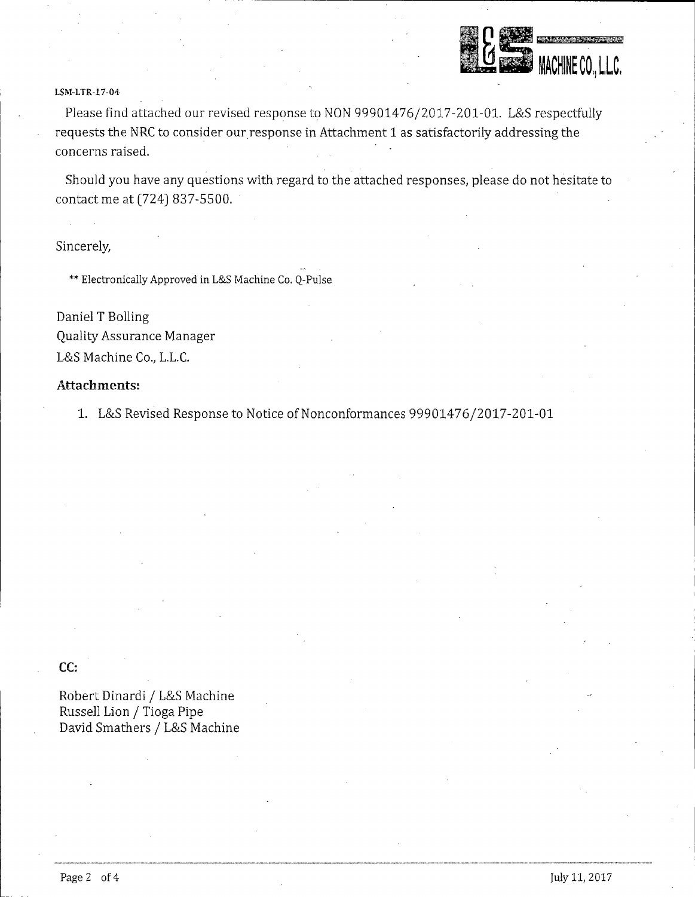LSM-LTR-17-04

Please find attached our revised response to NON 99901476/2017-201-01. L&S respectfully requests the NRC to consider our response in Attachment 1 as satisfactorily addressing the concerns raised.

Should you have any questions with regard to the attached responses, please do not hesitate to contact me at (724) 837-5500.

Sincerely,

** Electronically Approved in L&S Machine Co. Q-Pulse

Daniel T Bolling
Quality Assurance Manager
L&S Machine Co., L.L.C.

**Attachments:**

1. L&S Revised Response to Notice of Nonconformances 99901476/2017-201-01

**CC:**

Robert Dinardi / L&S Machine
Russell Lion / Tioga Pipe
David Smathers / L&S Machine

July 11, 2017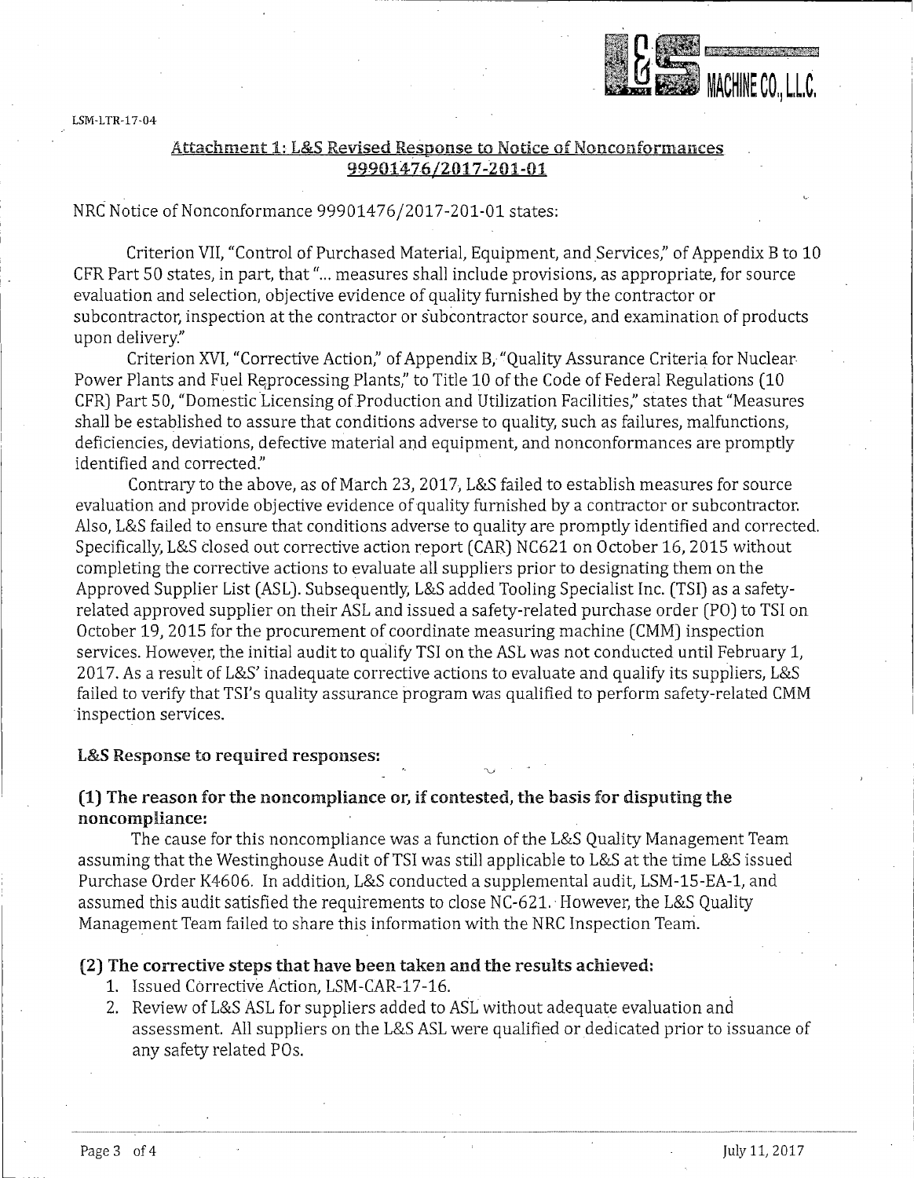LSM-LTR-17-04

## Attachment 1: L&S Revised Response to Notice of Nonconformances 99901476/2017-201-01

NRC Notice of Nonconformance 99901476/2017-201-01 states:

Criterion VII, "Control of Purchased Material, Equipment, and Services," of Appendix B to 10 CFR Part 50 states, in part, that "... measures shall include provisions, as appropriate, for source evaluation and selection, objective evidence of quality furnished by the contractor or subcontractor, inspection at the contractor or subcontractor source, and examination of products upon delivery."

Criterion XVI, "Corrective Action," of Appendix B, "Quality Assurance Criteria for Nuclear Power Plants and Fuel Reprocessing Plants," to Title 10 of the Code of Federal Regulations (10 CFR) Part 50, "Domestic Licensing of Production and Utilization Facilities," states that "Measures shall be established to assure that conditions adverse to quality, such as failures, malfunctions, deficiencies, deviations, defective material and equipment, and nonconformances are promptly identified and corrected."

Contrary to the above, as of March 23, 2017, L&S failed to establish measures for source evaluation and provide objective evidence of quality furnished by a contractor or subcontractor. Also, L&S failed to ensure that conditions adverse to quality are promptly identified and corrected. Specifically, L&S closed out corrective action report (CAR) NC621 on October 16, 2015 without completing the corrective actions to evaluate all suppliers prior to designating them on the Approved Supplier List (ASL). Subsequently, L&S added Tooling Specialist Inc. (TSI) as a safety-related approved supplier on their ASL and issued a safety-related purchase order (PO) to TSI on October 19, 2015 for the procurement of coordinate measuring machine (CMM) inspection services. However, the initial audit to qualify TSI on the ASL was not conducted until February 1, 2017. As a result of L&S' inadequate corrective actions to evaluate and qualify its suppliers, L&S failed to verify that TSI's quality assurance program was qualified to perform safety-related CMM inspection services.

**L&S Response to required responses:**

### (1) The reason for the noncompliance or, if contested, the basis for disputing the noncompliance:

The cause for this noncompliance was a function of the L&S Quality Management Team assuming that the Westinghouse Audit of TSI was still applicable to L&S at the time L&S issued Purchase Order K4606. In addition, L&S conducted a supplemental audit, LSM-15-EA-1, and assumed this audit satisfied the requirements to close NC-621. However, the L&S Quality Management Team failed to share this information with the NRC Inspection Team.

### (2) The corrective steps that have been taken and the results achieved:

1. Issued Corrective Action, LSM-CAR-17-16.
2. Review of L&S ASL for suppliers added to ASL without adequate evaluation and assessment. All suppliers on the L&S ASL were qualified or dedicated prior to issuance of any safety related POs.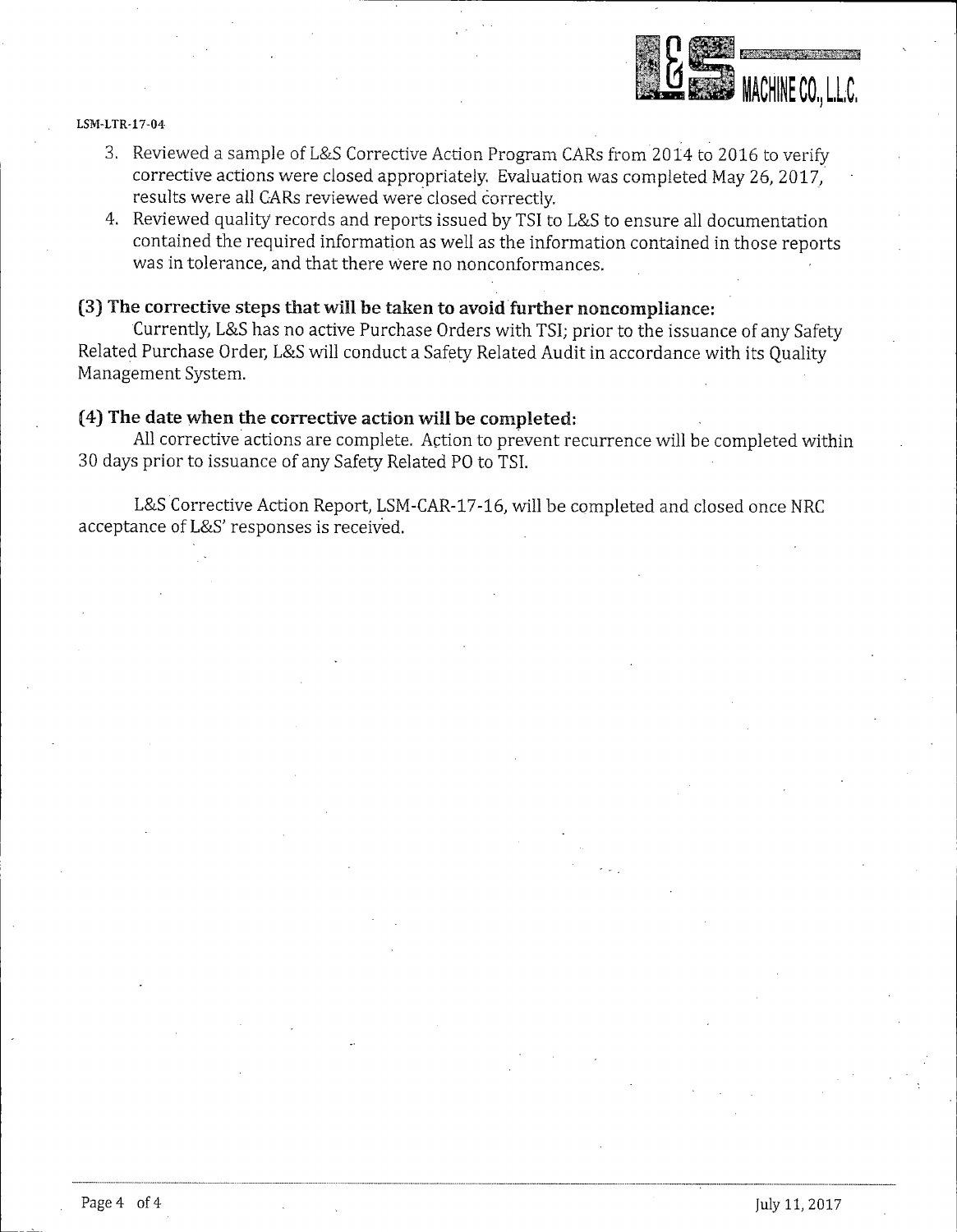3. Reviewed a sample of L&S Corrective Action Program CARs from 2014 to 2016 to verify corrective actions were closed appropriately. Evaluation was completed May 26, 2017, results were all CARs reviewed were closed correctly.
4. Reviewed quality records and reports issued by TSI to L&S to ensure all documentation contained the required information as well as the information contained in those reports was in tolerance, and that there were no nonconformances.

### (3) The corrective steps that will be taken to avoid further noncompliance:

Currently, L&S has no active Purchase Orders with TSI; prior to the issuance of any Safety Related Purchase Order, L&S will conduct a Safety Related Audit in accordance with its Quality Management System.

### (4) The date when the corrective action will be completed:

All corrective actions are complete. Action to prevent recurrence will be completed within 30 days prior to issuance of any Safety Related PO to TSI.

L&S Corrective Action Report, LSM-CAR-17-16, will be completed and closed once NRC acceptance of L&S' responses is received.